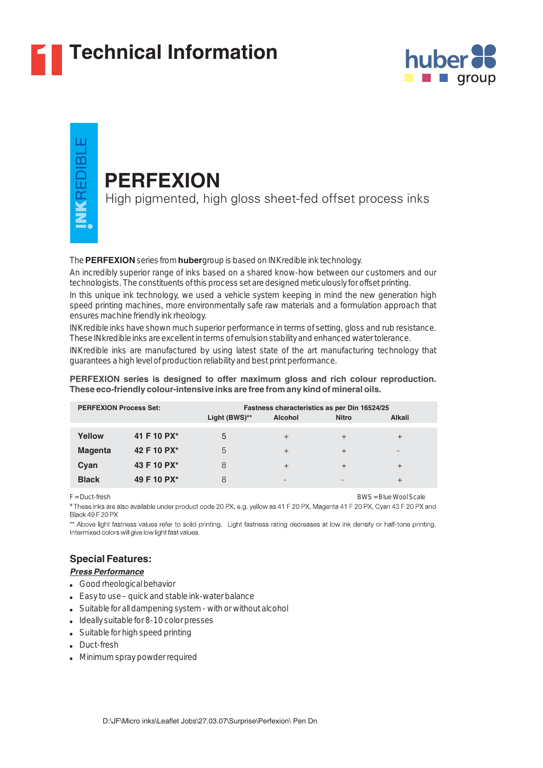# Technical Information

huber group

INKREDIBLE

## PERFEXION

High pigmented, high gloss sheet-fed offset process inks

The **PERFEXION** series from **huber**group is based on INKredible ink technology.

An incredibly superior range of inks based on a shared know-how between our customers and our technologists. The constituents of this process set are designed meticulously for offset printing.

In this unique ink technology, we used a vehicle system keeping in mind the new generation high speed printing machines, more environmentally safe raw materials and a formulation approach that ensures machine friendly ink rheology.

INKredible inks have shown much superior performance in terms of setting, gloss and rub resistance. These INkredible inks are excellent in terms of emulsion stability and enhanced water tolerance.

INKredible inks are manufactured by using latest state of the art manufacturing technology that guarantees a high level of production reliability and best print performance.

**PERFEXION series is designed to offer maximum gloss and rich colour reproduction. These eco-friendly colour-intensive inks are free from any kind of mineral oils.**

| PERFEXION Process Set: | | Fastness characteristics as per Din 16524/25 | | | |
|---|---|---|---|---|---|
| | | Light (BWS)** | Alcohol | Nitro | Alkali |
| **Yellow** | **41 F 10 PX*** | 5 | + | + | + |
| **Magenta** | **42 F 10 PX*** | 5 | + | + | - |
| **Cyan** | **43 F 10 PX*** | 8 | + | + | + |
| **Black** | **49 F 10 PX*** | 8 | - | - | + |

F = Duct-fresh

BWS = Blue Wool Scale

* These inks are also available under product code 20 PX, e.g. yellow as 41 F 20 PX, Magenta 41 F 20 PX, Cyan 43 F 20 PX and Black 49 F 20 PX

** Above light fastness values refer to solid printing. Light fastness rating decreases at low ink density or half-tone printing. Intermixed colors will give low light fast values.

### Special Features:

***Press Performance***

- Good rheological behavior
- Easy to use – quick and stable ink-water balance
- Suitable for all dampening system - with or without alcohol
- Ideally suitable for 8-10 color presses
- Suitable for high speed printing
- Duct-fresh
- Minimum spray powder required

D:\JF\Micro inks\Leaflet Jobs\27.03.07\Surprise\Perfexion\ Pen Dn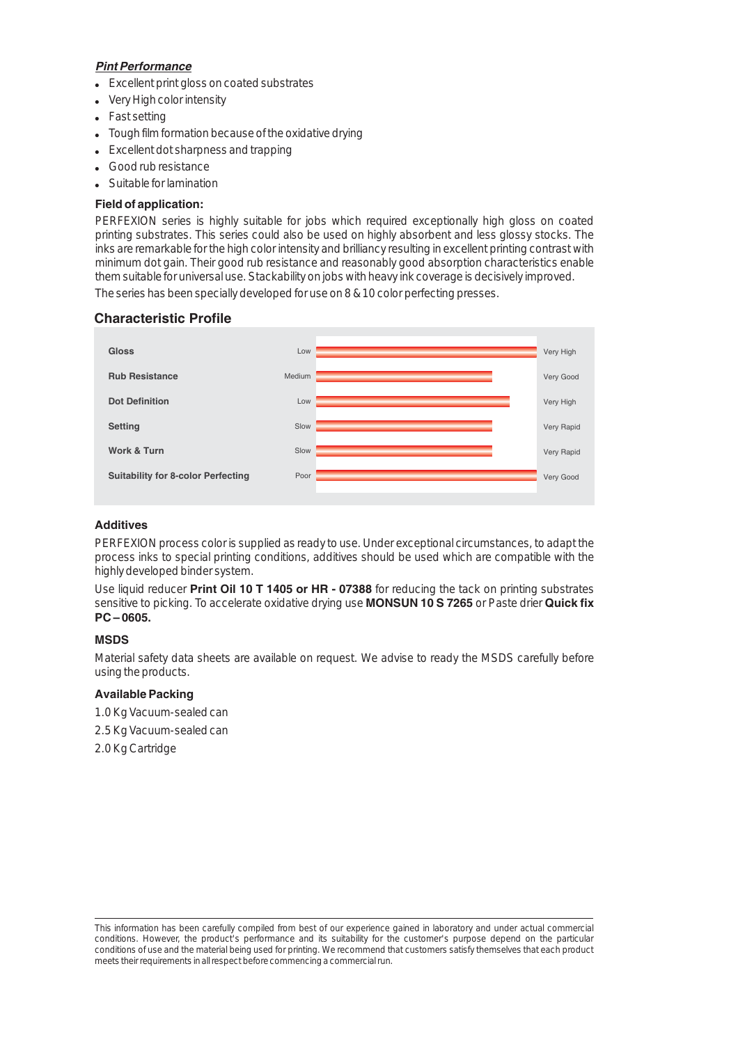***Pint Performance***

- Excellent print gloss on coated substrates
- Very High color intensity
- Fast setting
- Tough film formation because of the oxidative drying
- Excellent dot sharpness and trapping
- Good rub resistance
- Suitable for lamination

**Field of application:**

PERFEXION series is highly suitable for jobs which required exceptionally high gloss on coated printing substrates. This series could also be used on highly absorbent and less glossy stocks. The inks are remarkable for the high color intensity and brilliancy resulting in excellent printing contrast with minimum dot gain. Their good rub resistance and reasonably good absorption characteristics enable them suitable for universal use. Stackability on jobs with heavy ink coverage is decisively improved.

The series has been specially developed for use on 8 & 10 color perfecting presses.

## Characteristic Profile

Gloss — Low — Very High

Rub Resistance — Medium — Very Good

Dot Definition — Low — Very High

Setting — Slow — Very Rapid

Work & Turn — Slow — Very Rapid

Suitability for 8-color Perfecting — Poor — Very Good

### Additives

PERFEXION process color is supplied as ready to use. Under exceptional circumstances, to adapt the process inks to special printing conditions, additives should be used which are compatible with the highly developed binder system.

Use liquid reducer **Print Oil 10 T 1405 or HR - 07388** for reducing the tack on printing substrates sensitive to picking. To accelerate oxidative drying use **MONSUN 10 S 7265** or Paste drier **Quick fix PC – 0605.**

### MSDS

Material safety data sheets are available on request. We advise to ready the MSDS carefully before using the products.

### Available Packing

1.0 Kg Vacuum-sealed can

2.5 Kg Vacuum-sealed can

2.0 Kg Cartridge

---

This information has been carefully compiled from best of our experience gained in laboratory and under actual commercial conditions. However, the product's performance and its suitability for the customer's purpose depend on the particular conditions of use and the material being used for printing. We recommend that customers satisfy themselves that each product meets their requirements in all respect before commencing a commercial run.